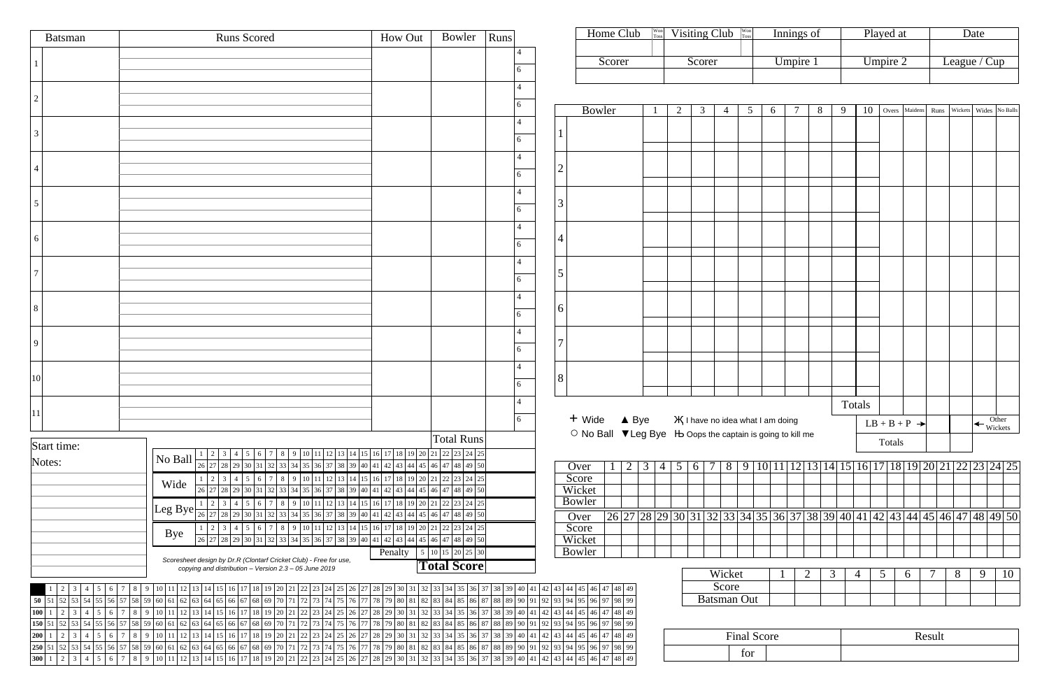| Batsman | Runs Scored | How Out | Bowler | Runs | |
|---|---|---|---|---|---|
| 1 | | | | | 4 / 6 |
| 2 | | | | | 4 / 6 |
| 3 | | | | | 4 / 6 |
| 4 | | | | | 4 / 6 |
| 5 | | | | | 4 / 6 |
| 6 | | | | | 4 / 6 |
| 7 | | | | | 4 / 6 |
| 8 | | | | | 4 / 6 |
| 9 | | | | | 4 / 6 |
| 10 | | | | | 4 / 6 |
| 11 | | | | | 4 / 6 |

Start time:

Notes:

| | | Total Runs | |
|---|---|---|---|
| No Ball | 1 2 3 4 5 6 7 8 9 10 11 12 13 14 15 16 17 18 19 20 21 22 23 24 25 / 26 27 28 29 30 31 32 33 34 35 36 37 38 39 40 41 42 43 44 45 46 47 48 49 50 | | |
| Wide | 1 2 3 4 5 6 7 8 9 10 11 12 13 14 15 16 17 18 19 20 21 22 23 24 25 / 26 27 28 29 30 31 32 33 34 35 36 37 38 39 40 41 42 43 44 45 46 47 48 49 50 | | |
| Leg Bye | 1 2 3 4 5 6 7 8 9 10 11 12 13 14 15 16 17 18 19 20 21 22 23 24 25 / 26 27 28 29 30 31 32 33 34 35 36 37 38 39 40 41 42 43 44 45 46 47 48 49 50 | | |
| Bye | 1 2 3 4 5 6 7 8 9 10 11 12 13 14 15 16 17 18 19 20 21 22 23 24 25 / 26 27 28 29 30 31 32 33 34 35 36 37 38 39 40 41 42 43 44 45 46 47 48 49 50 | | |
| | Penalty | 5 10 15 20 25 30 | |
| | | **Total Score** | |

*Scoresheet design by Dr.R (Clontarf Cricket Club) - Free for use, copying and distribution – Version 2.3 – 05 June 2019*

| | 1 | 2 | 3 | 4 | 5 | 6 | 7 | 8 | 9 | 10 | 11 | 12 | 13 | 14 | 15 | 16 | 17 | 18 | 19 | 20 | 21 | 22 | 23 | 24 | 25 | 26 | 27 | 28 | 29 | 30 | 31 | 32 | 33 | 34 | 35 | 36 | 37 | 38 | 39 | 40 | 41 | 42 | 43 | 44 | 45 | 46 | 47 | 48 | 49 |
|---|---|---|---|---|---|---|---|---|---|---|---|---|---|---|---|---|---|---|---|---|---|---|---|---|---|---|---|---|---|---|---|---|---|---|---|---|---|---|---|---|---|---|---|---|---|---|---|---|---|
| **50** | 51 | 52 | 53 | 54 | 55 | 56 | 57 | 58 | 59 | 60 | 61 | 62 | 63 | 64 | 65 | 66 | 67 | 68 | 69 | 70 | 71 | 72 | 73 | 74 | 75 | 76 | 77 | 78 | 79 | 80 | 81 | 82 | 83 | 84 | 85 | 86 | 87 | 88 | 89 | 90 | 91 | 92 | 93 | 94 | 95 | 96 | 97 | 98 | 99 |
| **100** | 1 | 2 | 3 | 4 | 5 | 6 | 7 | 8 | 9 | 10 | 11 | 12 | 13 | 14 | 15 | 16 | 17 | 18 | 19 | 20 | 21 | 22 | 23 | 24 | 25 | 26 | 27 | 28 | 29 | 30 | 31 | 32 | 33 | 34 | 35 | 36 | 37 | 38 | 39 | 40 | 41 | 42 | 43 | 44 | 45 | 46 | 47 | 48 | 49 |
| **150** | 51 | 52 | 53 | 54 | 55 | 56 | 57 | 58 | 59 | 60 | 61 | 62 | 63 | 64 | 65 | 66 | 67 | 68 | 69 | 70 | 71 | 72 | 73 | 74 | 75 | 76 | 77 | 78 | 79 | 80 | 81 | 82 | 83 | 84 | 85 | 86 | 87 | 88 | 89 | 90 | 91 | 92 | 93 | 94 | 95 | 96 | 97 | 98 | 99 |
| **200** | 1 | 2 | 3 | 4 | 5 | 6 | 7 | 8 | 9 | 10 | 11 | 12 | 13 | 14 | 15 | 16 | 17 | 18 | 19 | 20 | 21 | 22 | 23 | 24 | 25 | 26 | 27 | 28 | 29 | 30 | 31 | 32 | 33 | 34 | 35 | 36 | 37 | 38 | 39 | 40 | 41 | 42 | 43 | 44 | 45 | 46 | 47 | 48 | 49 |
| **250** | 51 | 52 | 53 | 54 | 55 | 56 | 57 | 58 | 59 | 60 | 61 | 62 | 63 | 64 | 65 | 66 | 67 | 68 | 69 | 70 | 71 | 72 | 73 | 74 | 75 | 76 | 77 | 78 | 79 | 80 | 81 | 82 | 83 | 84 | 85 | 86 | 87 | 88 | 89 | 90 | 91 | 92 | 93 | 94 | 95 | 96 | 97 | 98 | 99 |
| **300** | 1 | 2 | 3 | 4 | 5 | 6 | 7 | 8 | 9 | 10 | 11 | 12 | 13 | 14 | 15 | 16 | 17 | 18 | 19 | 20 | 21 | 22 | 23 | 24 | 25 | 26 | 27 | 28 | 29 | 30 | 31 | 32 | 33 | 34 | 35 | 36 | 37 | 38 | 39 | 40 | 41 | 42 | 43 | 44 | 45 | 46 | 47 | 48 | 49 |

| Home Club | Won Toss | Visiting Club | Won Toss | Innings of | Played at | Date |
|---|---|---|---|---|---|---|
| | | | | | | |
| Scorer | | Scorer | | Umpire 1 | Umpire 2 | League / Cup |
| | | | | | | |

| | Bowler | 1 | 2 | 3 | 4 | 5 | 6 | 7 | 8 | 9 | 10 | Overs | Maidens | Runs | Wickets | Wides | No Balls |
|---|---|---|---|---|---|---|---|---|---|---|---|---|---|---|---|---|---|
| 1 | | | | | | | | | | | | | | | | | |
| 2 | | | | | | | | | | | | | | | | | |
| 3 | | | | | | | | | | | | | | | | | |
| 4 | | | | | | | | | | | | | | | | | |
| 5 | | | | | | | | | | | | | | | | | |
| 6 | | | | | | | | | | | | | | | | | |
| 7 | | | | | | | | | | | | | | | | | |
| 8 | | | | | | | | | | | | | | | | | |
| | | | | | | | | | | | Totals | | | | | | |
| | | | | | | | | | | | | LB + B + P → | | | | ← Other Wickets | |
| | | | | | | | | | | | | Totals | | | | | |

+ Wide ▲ Bye Ж I have no idea what I am doing

○ No Ball ▼Leg Bye Њ Oops the captain is going to kill me

| Over | 1 | 2 | 3 | 4 | 5 | 6 | 7 | 8 | 9 | 10 | 11 | 12 | 13 | 14 | 15 | 16 | 17 | 18 | 19 | 20 | 21 | 22 | 23 | 24 | 25 |
|---|---|---|---|---|---|---|---|---|---|---|---|---|---|---|---|---|---|---|---|---|---|---|---|---|---|
| Score | | | | | | | | | | | | | | | | | | | | | | | | | |
| Wicket | | | | | | | | | | | | | | | | | | | | | | | | | |
| Bowler | | | | | | | | | | | | | | | | | | | | | | | | | |
| Over | 26 | 27 | 28 | 29 | 30 | 31 | 32 | 33 | 34 | 35 | 36 | 37 | 38 | 39 | 40 | 41 | 42 | 43 | 44 | 45 | 46 | 47 | 48 | 49 | 50 |
| Score | | | | | | | | | | | | | | | | | | | | | | | | | |
| Wicket | | | | | | | | | | | | | | | | | | | | | | | | | |
| Bowler | | | | | | | | | | | | | | | | | | | | | | | | | |

| Wicket | 1 | 2 | 3 | 4 | 5 | 6 | 7 | 8 | 9 | 10 |
|---|---|---|---|---|---|---|---|---|---|---|
| Score | | | | | | | | | | |
| Batsman Out | | | | | | | | | | |

| Final Score | | Result |
|---|---|---|
| for | | |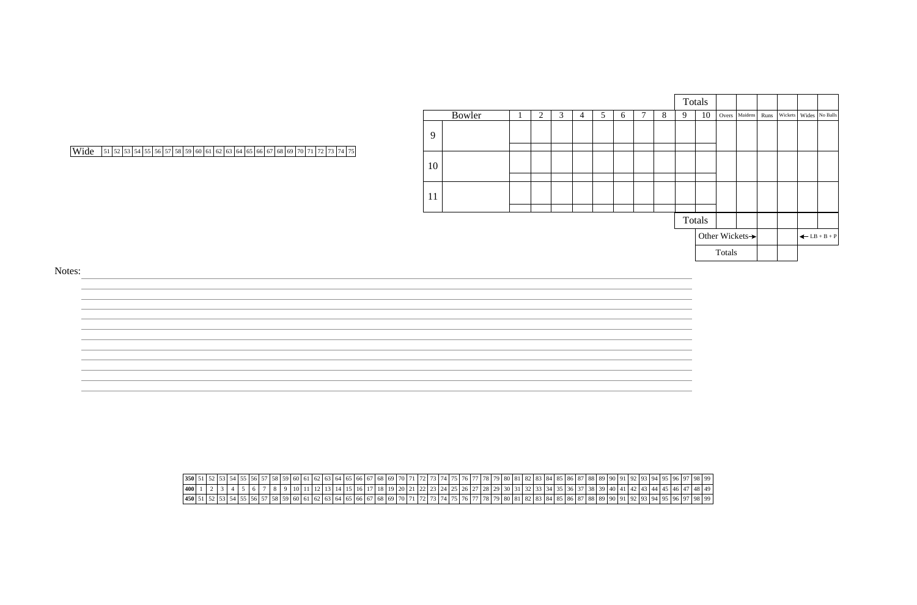| Wide | 51 | 52 | 53 | 54 | 55 | 56 | 57 | 58 | 59 | 60 | 61 | 62 | 63 | 64 | 65 | 66 | 67 | 68 | 69 | 70 | 71 | 72 | 73 | 74 | 75 |
|---|---|---|---|---|---|---|---|---|---|---|---|---|---|---|---|---|---|---|---|---|---|---|---|---|---|

| | | | | | | | | | | | Totals | | | | | |
|---|---|---|---|---|---|---|---|---|---|---|---|---|---|---|---|---|
| Bowler | | 1 | 2 | 3 | 4 | 5 | 6 | 7 | 8 | 9 | 10 | Overs | Maidens | Runs | Wickets | Wides | No Balls |
| 9 | | | | | | | | | | | | | | | | | |
| 10 | | | | | | | | | | | | | | | | | |
| 11 | | | | | | | | | | | | | | | | | |
| | | | | | | | | | | | Totals | | | | | | |
| | | | | | | | | | | | Other Wickets→ | | | | ← LB + B + P | | |
| | | | | | | | | | | | Totals | | | | | | |

Notes:

| **350** | 51 | 52 | 53 | 54 | 55 | 56 | 57 | 58 | 59 | 60 | 61 | 62 | 63 | 64 | 65 | 66 | 67 | 68 | 69 | 70 | 71 | 72 | 73 | 74 | 75 | 76 | 77 | 78 | 79 | 80 | 81 | 82 | 83 | 84 | 85 | 86 | 87 | 88 | 89 | 90 | 91 | 92 | 93 | 94 | 95 | 96 | 97 | 98 | 99 |
|---|---|---|---|---|---|---|---|---|---|---|---|---|---|---|---|---|---|---|---|---|---|---|---|---|---|---|---|---|---|---|---|---|---|---|---|---|---|---|---|---|---|---|---|---|---|---|---|---|---|
| **400** | 1 | 2 | 3 | 4 | 5 | 6 | 7 | 8 | 9 | 10 | 11 | 12 | 13 | 14 | 15 | 16 | 17 | 18 | 19 | 20 | 21 | 22 | 23 | 24 | 25 | 26 | 27 | 28 | 29 | 30 | 31 | 32 | 33 | 34 | 35 | 36 | 37 | 38 | 39 | 40 | 41 | 42 | 43 | 44 | 45 | 46 | 47 | 48 | 49 |
| **450** | 51 | 52 | 53 | 54 | 55 | 56 | 57 | 58 | 59 | 60 | 61 | 62 | 63 | 64 | 65 | 66 | 67 | 68 | 69 | 70 | 71 | 72 | 73 | 74 | 75 | 76 | 77 | 78 | 79 | 80 | 81 | 82 | 83 | 84 | 85 | 86 | 87 | 88 | 89 | 90 | 91 | 92 | 93 | 94 | 95 | 96 | 97 | 98 | 99 |